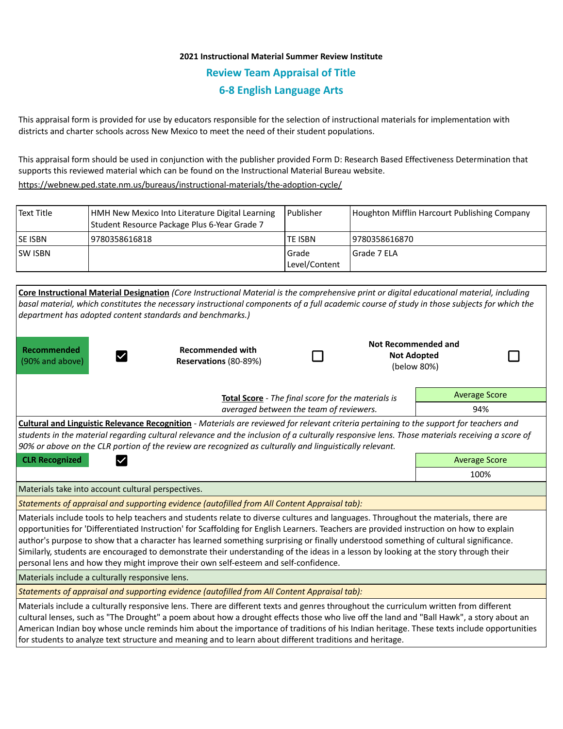**2021 Instructional Material Summer Review Institute**

## Review Team Appraisal of Title

## 6-8 English Language Arts

This appraisal form is provided for use by educators responsible for the selection of instructional materials for implementation with districts and charter schools across New Mexico to meet the need of their student populations.

This appraisal form should be used in conjunction with the publisher provided Form D: Research Based Effectiveness Determination that supports this reviewed material which can be found on the Instructional Material Bureau website.

https://webnew.ped.state.nm.us/bureaus/instructional-materials/the-adoption-cycle/

| Text Title | HMH New Mexico Into Literature Digital Learning Student Resource Package Plus 6-Year Grade 7 | Publisher | Houghton Mifflin Harcourt Publishing Company |
|---|---|---|---|
| SE ISBN | 9780358616818 | TE ISBN | 9780358616870 |
| SW ISBN | | Grade Level/Content | Grade 7 ELA |

**Core Instructional Material Designation** *(Core Instructional Material is the comprehensive print or digital educational material, including basal material, which constitutes the necessary instructional components of a full academic course of study in those subjects for which the department has adopted content standards and benchmarks.)*

| **Recommended** (90% and above) | ☑ | **Recommended with Reservations** (80-89%) | ☐ | **Not Recommended and Not Adopted** (below 80%) | ☐ |
|---|---|---|---|---|---|

**Total Score** - *The final score for the materials is averaged between the team of reviewers.*

| Average Score |
|---|
| 94% |

**Cultural and Linguistic Relevance Recognition** - *Materials are reviewed for relevant criteria pertaining to the support for teachers and students in the material regarding cultural relevance and the inclusion of a culturally responsive lens. Those materials receiving a score of 90% or above on the CLR portion of the review are recognized as culturally and linguistically relevant.*

**CLR Recognized** ☑

| Average Score |
|---|
| 100% |

Materials take into account cultural perspectives.

*Statements of appraisal and supporting evidence (autofilled from All Content Appraisal tab):*

Materials include tools to help teachers and students relate to diverse cultures and languages. Throughout the materials, there are opportunities for 'Differentiated Instruction' for Scaffolding for English Learners. Teachers are provided instruction on how to explain author's purpose to show that a character has learned something surprising or finally understood something of cultural significance. Similarly, students are encouraged to demonstrate their understanding of the ideas in a lesson by looking at the story through their personal lens and how they might improve their own self-esteem and self-confidence.

Materials include a culturally responsive lens.

*Statements of appraisal and supporting evidence (autofilled from All Content Appraisal tab):*

Materials include a culturally responsive lens. There are different texts and genres throughout the curriculum written from different cultural lenses, such as "The Drought" a poem about how a drought effects those who live off the land and "Ball Hawk", a story about an American Indian boy whose uncle reminds him about the importance of traditions of his Indian heritage. These texts include opportunities for students to analyze text structure and meaning and to learn about different traditions and heritage.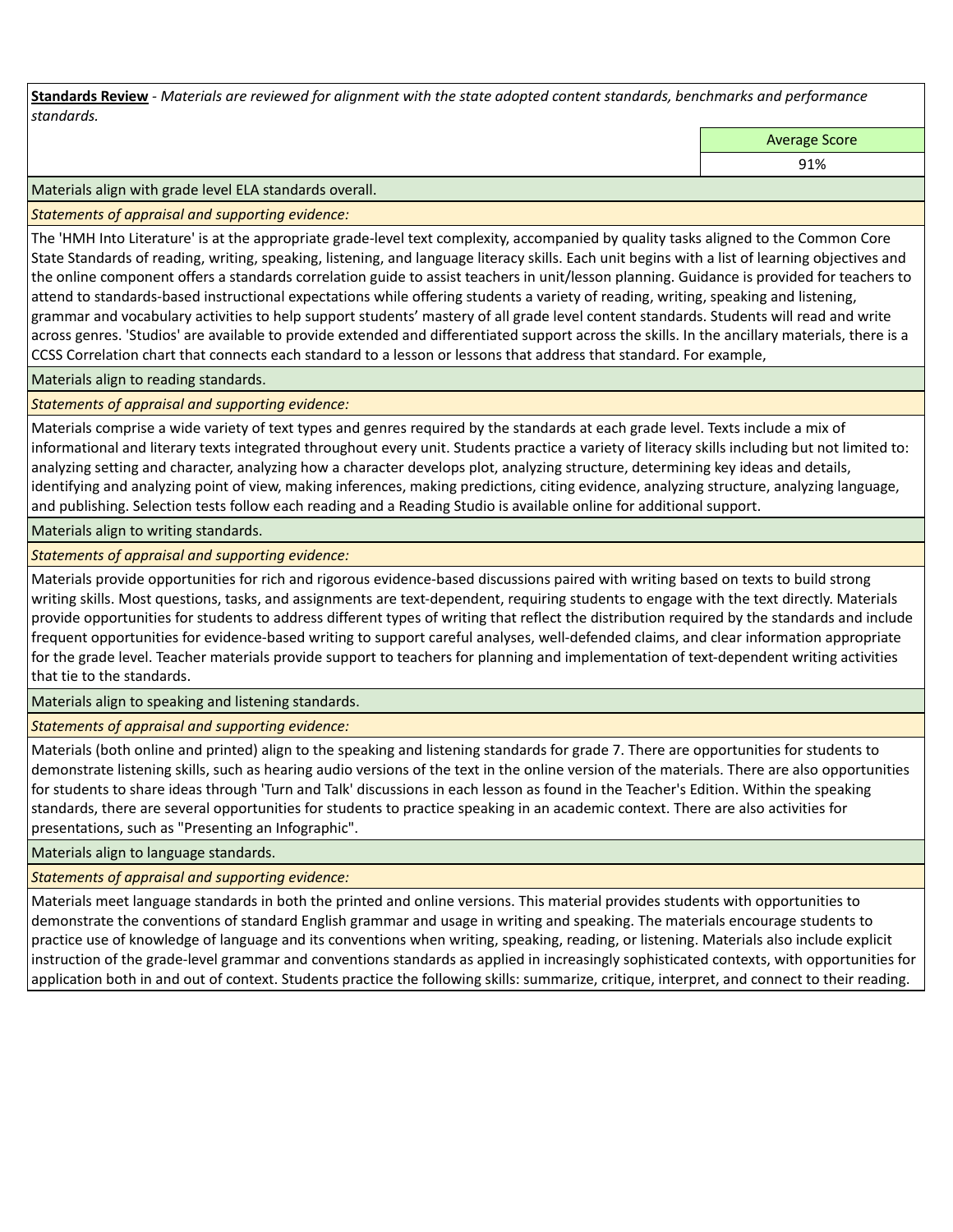**Standards Review** - *Materials are reviewed for alignment with the state adopted content standards, benchmarks and performance standards.*

| Average Score |
| --- |
| 91% |

Materials align with grade level ELA standards overall.

*Statements of appraisal and supporting evidence:*

The 'HMH Into Literature' is at the appropriate grade-level text complexity, accompanied by quality tasks aligned to the Common Core State Standards of reading, writing, speaking, listening, and language literacy skills. Each unit begins with a list of learning objectives and the online component offers a standards correlation guide to assist teachers in unit/lesson planning. Guidance is provided for teachers to attend to standards-based instructional expectations while offering students a variety of reading, writing, speaking and listening, grammar and vocabulary activities to help support students' mastery of all grade level content standards. Students will read and write across genres. 'Studios' are available to provide extended and differentiated support across the skills. In the ancillary materials, there is a CCSS Correlation chart that connects each standard to a lesson or lessons that address that standard. For example,

Materials align to reading standards.

*Statements of appraisal and supporting evidence:*

Materials comprise a wide variety of text types and genres required by the standards at each grade level. Texts include a mix of informational and literary texts integrated throughout every unit. Students practice a variety of literacy skills including but not limited to: analyzing setting and character, analyzing how a character develops plot, analyzing structure, determining key ideas and details, identifying and analyzing point of view, making inferences, making predictions, citing evidence, analyzing structure, analyzing language, and publishing. Selection tests follow each reading and a Reading Studio is available online for additional support.

Materials align to writing standards.

*Statements of appraisal and supporting evidence:*

Materials provide opportunities for rich and rigorous evidence-based discussions paired with writing based on texts to build strong writing skills. Most questions, tasks, and assignments are text-dependent, requiring students to engage with the text directly. Materials provide opportunities for students to address different types of writing that reflect the distribution required by the standards and include frequent opportunities for evidence-based writing to support careful analyses, well-defended claims, and clear information appropriate for the grade level. Teacher materials provide support to teachers for planning and implementation of text-dependent writing activities that tie to the standards.

Materials align to speaking and listening standards.

*Statements of appraisal and supporting evidence:*

Materials (both online and printed) align to the speaking and listening standards for grade 7. There are opportunities for students to demonstrate listening skills, such as hearing audio versions of the text in the online version of the materials. There are also opportunities for students to share ideas through 'Turn and Talk' discussions in each lesson as found in the Teacher's Edition. Within the speaking standards, there are several opportunities for students to practice speaking in an academic context. There are also activities for presentations, such as "Presenting an Infographic".

Materials align to language standards.

*Statements of appraisal and supporting evidence:*

Materials meet language standards in both the printed and online versions. This material provides students with opportunities to demonstrate the conventions of standard English grammar and usage in writing and speaking. The materials encourage students to practice use of knowledge of language and its conventions when writing, speaking, reading, or listening. Materials also include explicit instruction of the grade-level grammar and conventions standards as applied in increasingly sophisticated contexts, with opportunities for application both in and out of context. Students practice the following skills: summarize, critique, interpret, and connect to their reading.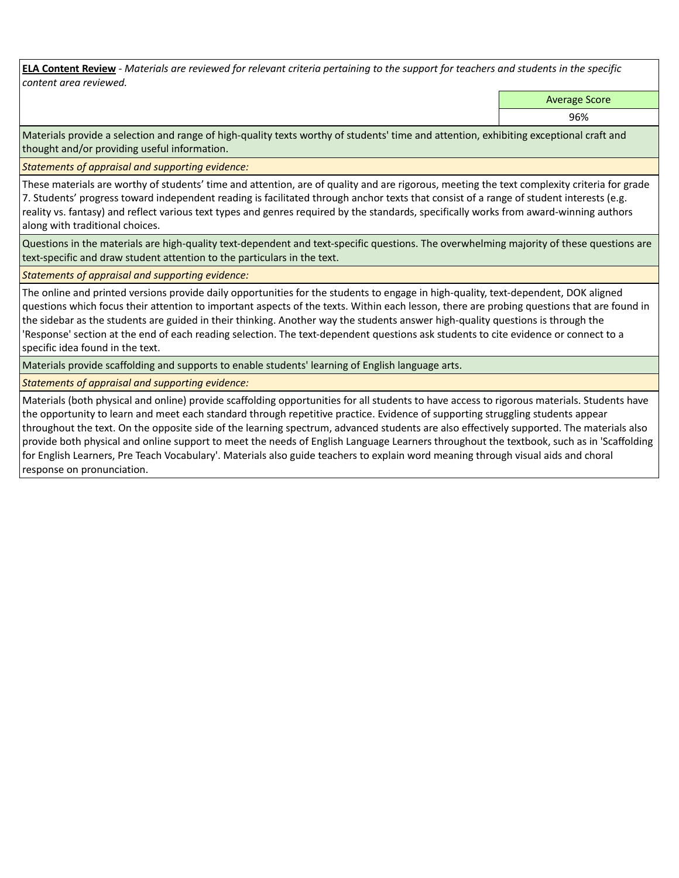**<u>ELA Content Review</u>** - *Materials are reviewed for relevant criteria pertaining to the support for teachers and students in the specific content area reviewed.*

| Average Score |
|---|
| 96% |

Materials provide a selection and range of high-quality texts worthy of students' time and attention, exhibiting exceptional craft and thought and/or providing useful information.

*Statements of appraisal and supporting evidence:*

These materials are worthy of students' time and attention, are of quality and are rigorous, meeting the text complexity criteria for grade 7. Students' progress toward independent reading is facilitated through anchor texts that consist of a range of student interests (e.g. reality vs. fantasy) and reflect various text types and genres required by the standards, specifically works from award-winning authors along with traditional choices.

Questions in the materials are high-quality text-dependent and text-specific questions. The overwhelming majority of these questions are text-specific and draw student attention to the particulars in the text.

*Statements of appraisal and supporting evidence:*

The online and printed versions provide daily opportunities for the students to engage in high-quality, text-dependent, DOK aligned questions which focus their attention to important aspects of the texts. Within each lesson, there are probing questions that are found in the sidebar as the students are guided in their thinking. Another way the students answer high-quality questions is through the 'Response' section at the end of each reading selection. The text-dependent questions ask students to cite evidence or connect to a specific idea found in the text.

Materials provide scaffolding and supports to enable students' learning of English language arts.

*Statements of appraisal and supporting evidence:*

Materials (both physical and online) provide scaffolding opportunities for all students to have access to rigorous materials. Students have the opportunity to learn and meet each standard through repetitive practice. Evidence of supporting struggling students appear throughout the text. On the opposite side of the learning spectrum, advanced students are also effectively supported. The materials also provide both physical and online support to meet the needs of English Language Learners throughout the textbook, such as in 'Scaffolding for English Learners, Pre Teach Vocabulary'. Materials also guide teachers to explain word meaning through visual aids and choral response on pronunciation.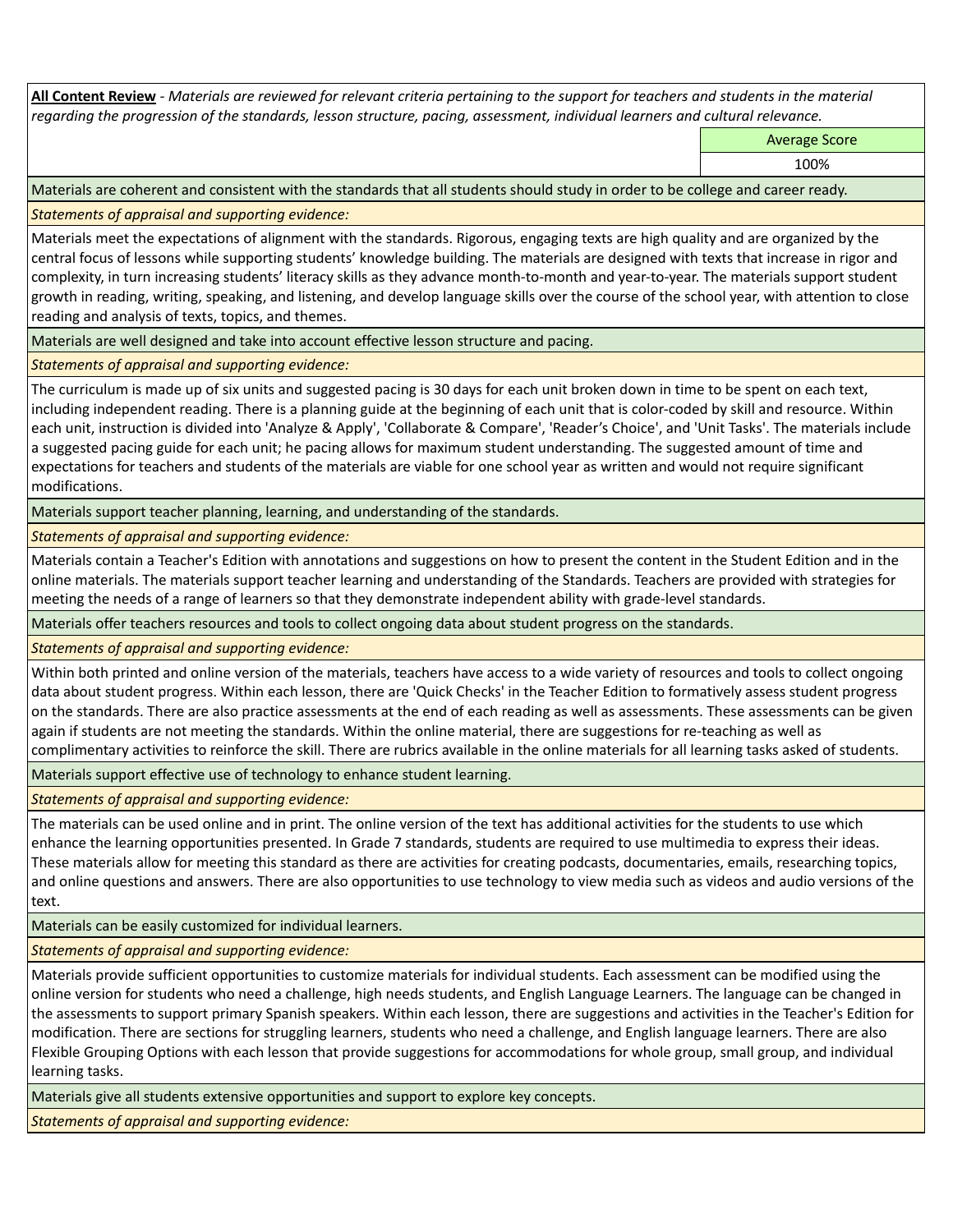**All Content Review** - *Materials are reviewed for relevant criteria pertaining to the support for teachers and students in the material regarding the progression of the standards, lesson structure, pacing, assessment, individual learners and cultural relevance.*

| Average Score |
|---|
| 100% |

Materials are coherent and consistent with the standards that all students should study in order to be college and career ready.

*Statements of appraisal and supporting evidence:*

Materials meet the expectations of alignment with the standards. Rigorous, engaging texts are high quality and are organized by the central focus of lessons while supporting students' knowledge building. The materials are designed with texts that increase in rigor and complexity, in turn increasing students' literacy skills as they advance month-to-month and year-to-year. The materials support student growth in reading, writing, speaking, and listening, and develop language skills over the course of the school year, with attention to close reading and analysis of texts, topics, and themes.

Materials are well designed and take into account effective lesson structure and pacing.

*Statements of appraisal and supporting evidence:*

The curriculum is made up of six units and suggested pacing is 30 days for each unit broken down in time to be spent on each text, including independent reading. There is a planning guide at the beginning of each unit that is color-coded by skill and resource. Within each unit, instruction is divided into 'Analyze & Apply', 'Collaborate & Compare', 'Reader's Choice', and 'Unit Tasks'. The materials include a suggested pacing guide for each unit; he pacing allows for maximum student understanding. The suggested amount of time and expectations for teachers and students of the materials are viable for one school year as written and would not require significant modifications.

Materials support teacher planning, learning, and understanding of the standards.

*Statements of appraisal and supporting evidence:*

Materials contain a Teacher's Edition with annotations and suggestions on how to present the content in the Student Edition and in the online materials. The materials support teacher learning and understanding of the Standards. Teachers are provided with strategies for meeting the needs of a range of learners so that they demonstrate independent ability with grade-level standards.

Materials offer teachers resources and tools to collect ongoing data about student progress on the standards.

*Statements of appraisal and supporting evidence:*

Within both printed and online version of the materials, teachers have access to a wide variety of resources and tools to collect ongoing data about student progress. Within each lesson, there are 'Quick Checks' in the Teacher Edition to formatively assess student progress on the standards. There are also practice assessments at the end of each reading as well as assessments. These assessments can be given again if students are not meeting the standards. Within the online material, there are suggestions for re-teaching as well as complimentary activities to reinforce the skill. There are rubrics available in the online materials for all learning tasks asked of students.

Materials support effective use of technology to enhance student learning.

*Statements of appraisal and supporting evidence:*

The materials can be used online and in print. The online version of the text has additional activities for the students to use which enhance the learning opportunities presented. In Grade 7 standards, students are required to use multimedia to express their ideas. These materials allow for meeting this standard as there are activities for creating podcasts, documentaries, emails, researching topics, and online questions and answers. There are also opportunities to use technology to view media such as videos and audio versions of the text.

Materials can be easily customized for individual learners.

*Statements of appraisal and supporting evidence:*

Materials provide sufficient opportunities to customize materials for individual students. Each assessment can be modified using the online version for students who need a challenge, high needs students, and English Language Learners. The language can be changed in the assessments to support primary Spanish speakers. Within each lesson, there are suggestions and activities in the Teacher's Edition for modification. There are sections for struggling learners, students who need a challenge, and English language learners. There are also Flexible Grouping Options with each lesson that provide suggestions for accommodations for whole group, small group, and individual learning tasks.

Materials give all students extensive opportunities and support to explore key concepts.

*Statements of appraisal and supporting evidence:*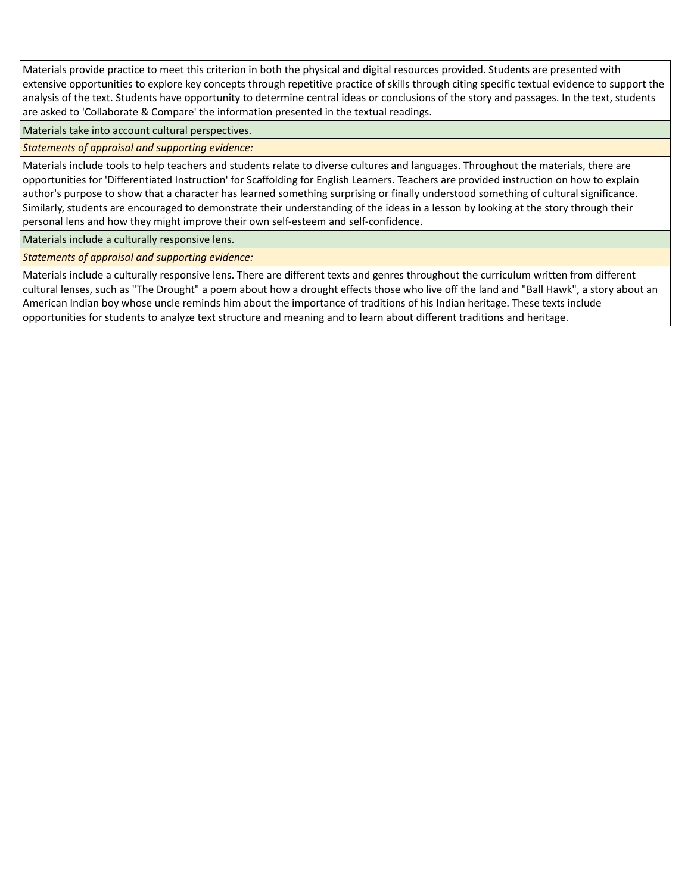Materials provide practice to meet this criterion in both the physical and digital resources provided. Students are presented with extensive opportunities to explore key concepts through repetitive practice of skills through citing specific textual evidence to support the analysis of the text. Students have opportunity to determine central ideas or conclusions of the story and passages. In the text, students are asked to 'Collaborate & Compare' the information presented in the textual readings.

Materials take into account cultural perspectives.

*Statements of appraisal and supporting evidence:*

Materials include tools to help teachers and students relate to diverse cultures and languages. Throughout the materials, there are opportunities for 'Differentiated Instruction' for Scaffolding for English Learners. Teachers are provided instruction on how to explain author's purpose to show that a character has learned something surprising or finally understood something of cultural significance. Similarly, students are encouraged to demonstrate their understanding of the ideas in a lesson by looking at the story through their personal lens and how they might improve their own self-esteem and self-confidence.

Materials include a culturally responsive lens.

*Statements of appraisal and supporting evidence:*

Materials include a culturally responsive lens. There are different texts and genres throughout the curriculum written from different cultural lenses, such as "The Drought" a poem about how a drought effects those who live off the land and "Ball Hawk", a story about an American Indian boy whose uncle reminds him about the importance of traditions of his Indian heritage. These texts include opportunities for students to analyze text structure and meaning and to learn about different traditions and heritage.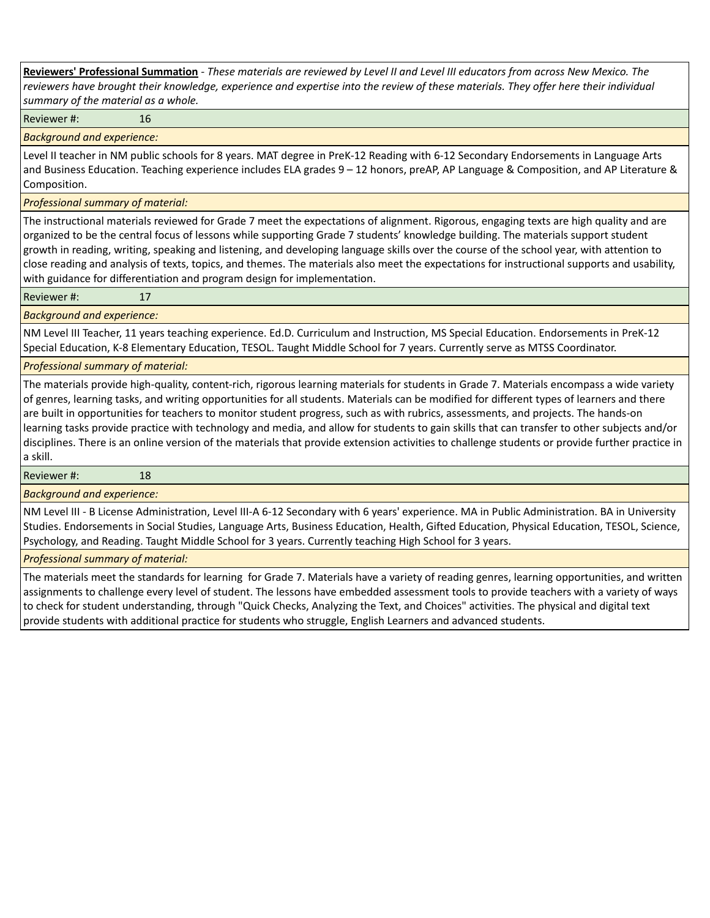**Reviewers' Professional Summation** - *These materials are reviewed by Level II and Level III educators from across New Mexico. The reviewers have brought their knowledge, experience and expertise into the review of these materials. They offer here their individual summary of the material as a whole.*

Reviewer #: 16

*Background and experience:*

Level II teacher in NM public schools for 8 years. MAT degree in PreK-12 Reading with 6-12 Secondary Endorsements in Language Arts and Business Education. Teaching experience includes ELA grades 9 – 12 honors, preAP, AP Language & Composition, and AP Literature & Composition.

*Professional summary of material:*

The instructional materials reviewed for Grade 7 meet the expectations of alignment. Rigorous, engaging texts are high quality and are organized to be the central focus of lessons while supporting Grade 7 students' knowledge building. The materials support student growth in reading, writing, speaking and listening, and developing language skills over the course of the school year, with attention to close reading and analysis of texts, topics, and themes. The materials also meet the expectations for instructional supports and usability, with guidance for differentiation and program design for implementation.

Reviewer #: 17

*Background and experience:*

NM Level III Teacher, 11 years teaching experience. Ed.D. Curriculum and Instruction, MS Special Education. Endorsements in PreK-12 Special Education, K-8 Elementary Education, TESOL. Taught Middle School for 7 years. Currently serve as MTSS Coordinator.

*Professional summary of material:*

The materials provide high-quality, content-rich, rigorous learning materials for students in Grade 7. Materials encompass a wide variety of genres, learning tasks, and writing opportunities for all students. Materials can be modified for different types of learners and there are built in opportunities for teachers to monitor student progress, such as with rubrics, assessments, and projects. The hands-on learning tasks provide practice with technology and media, and allow for students to gain skills that can transfer to other subjects and/or disciplines. There is an online version of the materials that provide extension activities to challenge students or provide further practice in a skill.

Reviewer #: 18

*Background and experience:*

NM Level III - B License Administration, Level III-A 6-12 Secondary with 6 years' experience. MA in Public Administration. BA in University Studies. Endorsements in Social Studies, Language Arts, Business Education, Health, Gifted Education, Physical Education, TESOL, Science, Psychology, and Reading. Taught Middle School for 3 years. Currently teaching High School for 3 years.

*Professional summary of material:*

The materials meet the standards for learning for Grade 7. Materials have a variety of reading genres, learning opportunities, and written assignments to challenge every level of student. The lessons have embedded assessment tools to provide teachers with a variety of ways to check for student understanding, through "Quick Checks, Analyzing the Text, and Choices" activities. The physical and digital text provide students with additional practice for students who struggle, English Learners and advanced students.